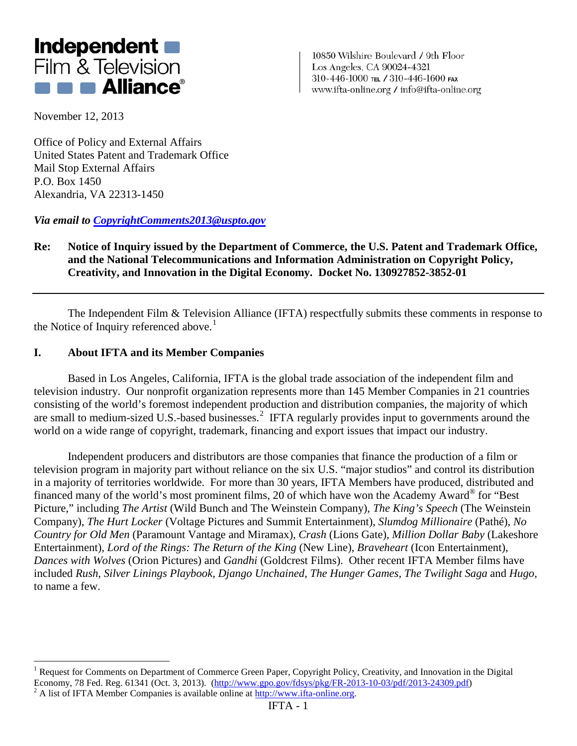**Independent Film & Television Alliance®**

10850 Wilshire Boulevard / 9th Floor
Los Angeles, CA 90024-4321
310-446-1000 TEL / 310-446-1600 FAX
www.ifta-online.org / info@ifta-online.org

November 12, 2013

Office of Policy and External Affairs
United States Patent and Trademark Office
Mail Stop External Affairs
P.O. Box 1450
Alexandria, VA 22313-1450

***Via email to [CopyrightComments2013@uspto.gov](mailto:CopyrightComments2013@uspto.gov)***

**Re: Notice of Inquiry issued by the Department of Commerce, the U.S. Patent and Trademark Office, and the National Telecommunications and Information Administration on Copyright Policy, Creativity, and Innovation in the Digital Economy. Docket No. 130927852-3852-01**

---

The Independent Film & Television Alliance (IFTA) respectfully submits these comments in response to the Notice of Inquiry referenced above.[1]

## I. About IFTA and its Member Companies

Based in Los Angeles, California, IFTA is the global trade association of the independent film and television industry. Our nonprofit organization represents more than 145 Member Companies in 21 countries consisting of the world's foremost independent production and distribution companies, the majority of which are small to medium-sized U.S.-based businesses.[2] IFTA regularly provides input to governments around the world on a wide range of copyright, trademark, financing and export issues that impact our industry.

Independent producers and distributors are those companies that finance the production of a film or television program in majority part without reliance on the six U.S. "major studios" and control its distribution in a majority of territories worldwide. For more than 30 years, IFTA Members have produced, distributed and financed many of the world's most prominent films, 20 of which have won the Academy Award® for "Best Picture," including *The Artist* (Wild Bunch and The Weinstein Company), *The King's Speech* (The Weinstein Company), *The Hurt Locker* (Voltage Pictures and Summit Entertainment), *Slumdog Millionaire* (Pathé), *No Country for Old Men* (Paramount Vantage and Miramax), *Crash* (Lions Gate), *Million Dollar Baby* (Lakeshore Entertainment), *Lord of the Rings: The Return of the King* (New Line), *Braveheart* (Icon Entertainment), *Dances with Wolves* (Orion Pictures) and *Gandhi* (Goldcrest Films). Other recent IFTA Member films have included *Rush*, *Silver Linings Playbook*, *Django Unchained*, *The Hunger Games*, *The Twilight Saga* and *Hugo*, to name a few.

---

[1] Request for Comments on Department of Commerce Green Paper, Copyright Policy, Creativity, and Innovation in the Digital Economy, 78 Fed. Reg. 61341 (Oct. 3, 2013). (http://www.gpo.gov/fdsys/pkg/FR-2013-10-03/pdf/2013-24309.pdf)

[2] A list of IFTA Member Companies is available online at http://www.ifta-online.org.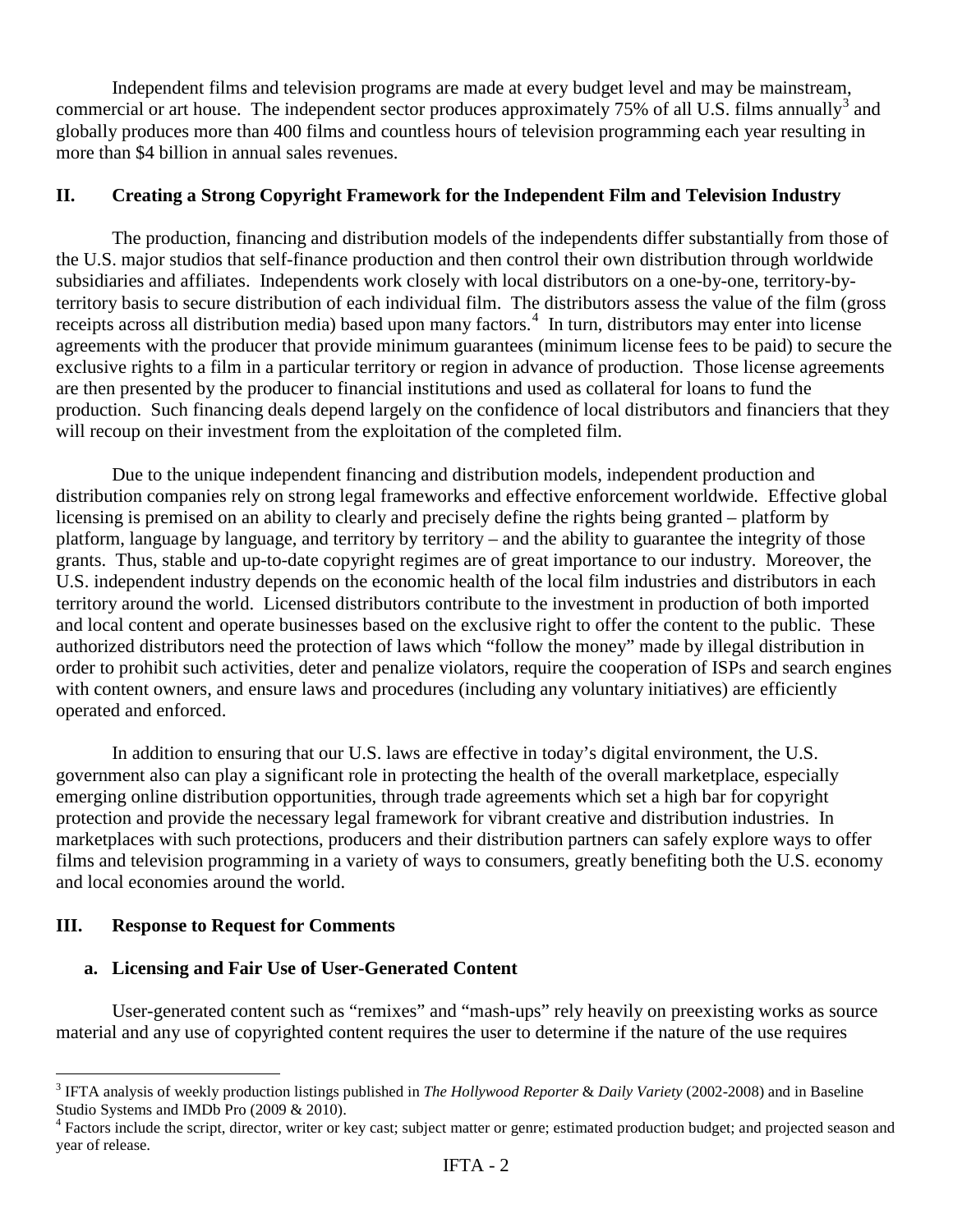Independent films and television programs are made at every budget level and may be mainstream, commercial or art house. The independent sector produces approximately 75% of all U.S. films annually[3] and globally produces more than 400 films and countless hours of television programming each year resulting in more than $4 billion in annual sales revenues.

## II. Creating a Strong Copyright Framework for the Independent Film and Television Industry

The production, financing and distribution models of the independents differ substantially from those of the U.S. major studios that self-finance production and then control their own distribution through worldwide subsidiaries and affiliates. Independents work closely with local distributors on a one-by-one, territory-by-territory basis to secure distribution of each individual film. The distributors assess the value of the film (gross receipts across all distribution media) based upon many factors.[4] In turn, distributors may enter into license agreements with the producer that provide minimum guarantees (minimum license fees to be paid) to secure the exclusive rights to a film in a particular territory or region in advance of production. Those license agreements are then presented by the producer to financial institutions and used as collateral for loans to fund the production. Such financing deals depend largely on the confidence of local distributors and financiers that they will recoup on their investment from the exploitation of the completed film.

Due to the unique independent financing and distribution models, independent production and distribution companies rely on strong legal frameworks and effective enforcement worldwide. Effective global licensing is premised on an ability to clearly and precisely define the rights being granted – platform by platform, language by language, and territory by territory – and the ability to guarantee the integrity of those grants. Thus, stable and up-to-date copyright regimes are of great importance to our industry. Moreover, the U.S. independent industry depends on the economic health of the local film industries and distributors in each territory around the world. Licensed distributors contribute to the investment in production of both imported and local content and operate businesses based on the exclusive right to offer the content to the public. These authorized distributors need the protection of laws which "follow the money" made by illegal distribution in order to prohibit such activities, deter and penalize violators, require the cooperation of ISPs and search engines with content owners, and ensure laws and procedures (including any voluntary initiatives) are efficiently operated and enforced.

In addition to ensuring that our U.S. laws are effective in today's digital environment, the U.S. government also can play a significant role in protecting the health of the overall marketplace, especially emerging online distribution opportunities, through trade agreements which set a high bar for copyright protection and provide the necessary legal framework for vibrant creative and distribution industries. In marketplaces with such protections, producers and their distribution partners can safely explore ways to offer films and television programming in a variety of ways to consumers, greatly benefiting both the U.S. economy and local economies around the world.

## III. Response to Request for Comments

### a. Licensing and Fair Use of User-Generated Content

User-generated content such as "remixes" and "mash-ups" rely heavily on preexisting works as source material and any use of copyrighted content requires the user to determine if the nature of the use requires

---

[3] IFTA analysis of weekly production listings published in *The Hollywood Reporter* & *Daily Variety* (2002-2008) and in Baseline Studio Systems and IMDb Pro (2009 & 2010).

[4] Factors include the script, director, writer or key cast; subject matter or genre; estimated production budget; and projected season and year of release.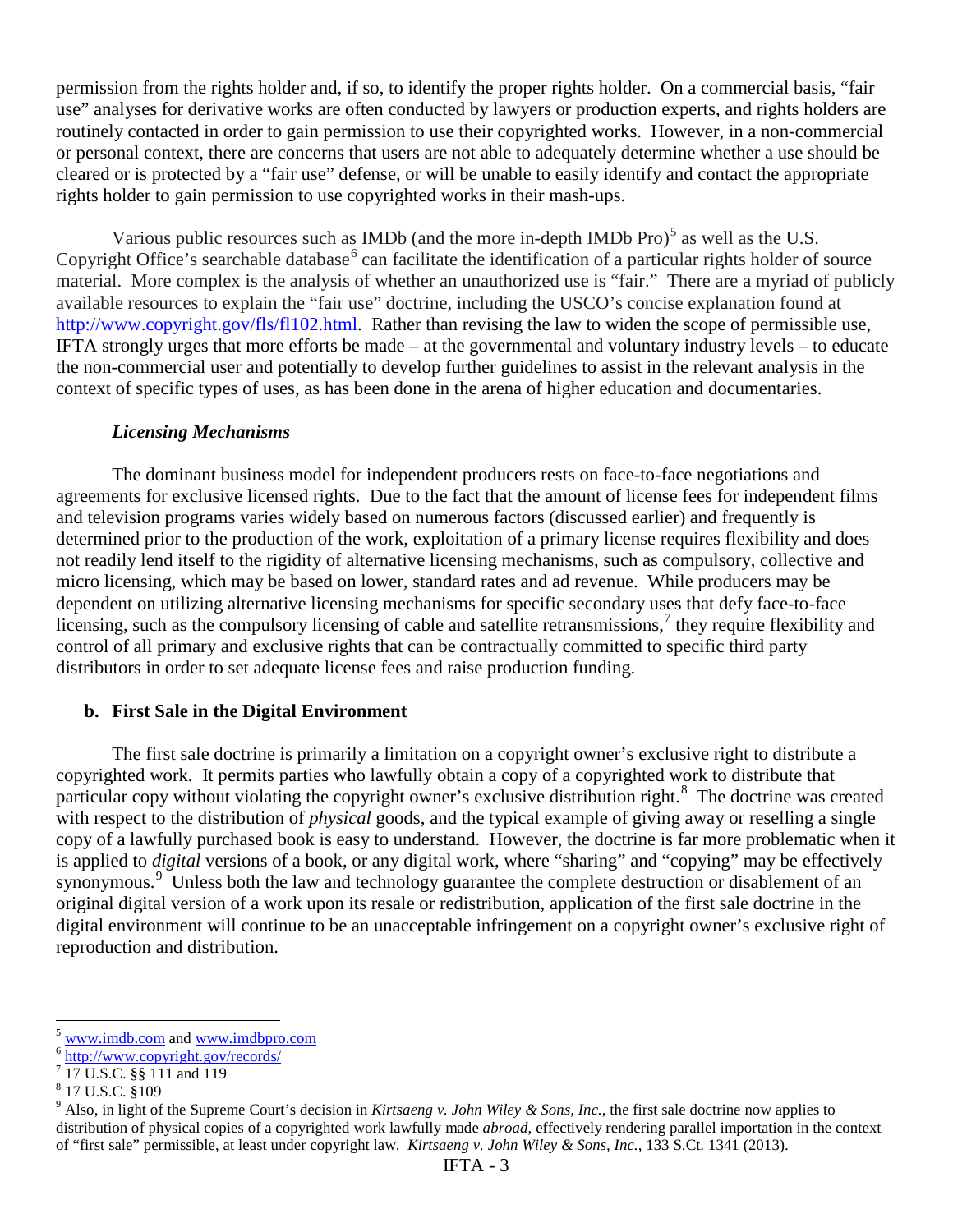permission from the rights holder and, if so, to identify the proper rights holder. On a commercial basis, "fair use" analyses for derivative works are often conducted by lawyers or production experts, and rights holders are routinely contacted in order to gain permission to use their copyrighted works. However, in a non-commercial or personal context, there are concerns that users are not able to adequately determine whether a use should be cleared or is protected by a "fair use" defense, or will be unable to easily identify and contact the appropriate rights holder to gain permission to use copyrighted works in their mash-ups.

Various public resources such as IMDb (and the more in-depth IMDb Pro)[5] as well as the U.S. Copyright Office's searchable database[6] can facilitate the identification of a particular rights holder of source material. More complex is the analysis of whether an unauthorized use is "fair." There are a myriad of publicly available resources to explain the "fair use" doctrine, including the USCO's concise explanation found at http://www.copyright.gov/fls/fl102.html. Rather than revising the law to widen the scope of permissible use, IFTA strongly urges that more efforts be made – at the governmental and voluntary industry levels – to educate the non-commercial user and potentially to develop further guidelines to assist in the relevant analysis in the context of specific types of uses, as has been done in the arena of higher education and documentaries.

***Licensing Mechanisms***

The dominant business model for independent producers rests on face-to-face negotiations and agreements for exclusive licensed rights. Due to the fact that the amount of license fees for independent films and television programs varies widely based on numerous factors (discussed earlier) and frequently is determined prior to the production of the work, exploitation of a primary license requires flexibility and does not readily lend itself to the rigidity of alternative licensing mechanisms, such as compulsory, collective and micro licensing, which may be based on lower, standard rates and ad revenue. While producers may be dependent on utilizing alternative licensing mechanisms for specific secondary uses that defy face-to-face licensing, such as the compulsory licensing of cable and satellite retransmissions,[7] they require flexibility and control of all primary and exclusive rights that can be contractually committed to specific third party distributors in order to set adequate license fees and raise production funding.

**b. First Sale in the Digital Environment**

The first sale doctrine is primarily a limitation on a copyright owner's exclusive right to distribute a copyrighted work. It permits parties who lawfully obtain a copy of a copyrighted work to distribute that particular copy without violating the copyright owner's exclusive distribution right.[8] The doctrine was created with respect to the distribution of *physical* goods, and the typical example of giving away or reselling a single copy of a lawfully purchased book is easy to understand. However, the doctrine is far more problematic when it is applied to *digital* versions of a book, or any digital work, where "sharing" and "copying" may be effectively synonymous.[9] Unless both the law and technology guarantee the complete destruction or disablement of an original digital version of a work upon its resale or redistribution, application of the first sale doctrine in the digital environment will continue to be an unacceptable infringement on a copyright owner's exclusive right of reproduction and distribution.

---

[5] www.imdb.com and www.imdbpro.com

[6] http://www.copyright.gov/records/

[7] 17 U.S.C. §§ 111 and 119

[8] 17 U.S.C. §109

[9] Also, in light of the Supreme Court's decision in *Kirtsaeng v. John Wiley & Sons, Inc.*, the first sale doctrine now applies to distribution of physical copies of a copyrighted work lawfully made *abroad*, effectively rendering parallel importation in the context of "first sale" permissible, at least under copyright law. *Kirtsaeng v. John Wiley & Sons, Inc.*, 133 S.Ct. 1341 (2013).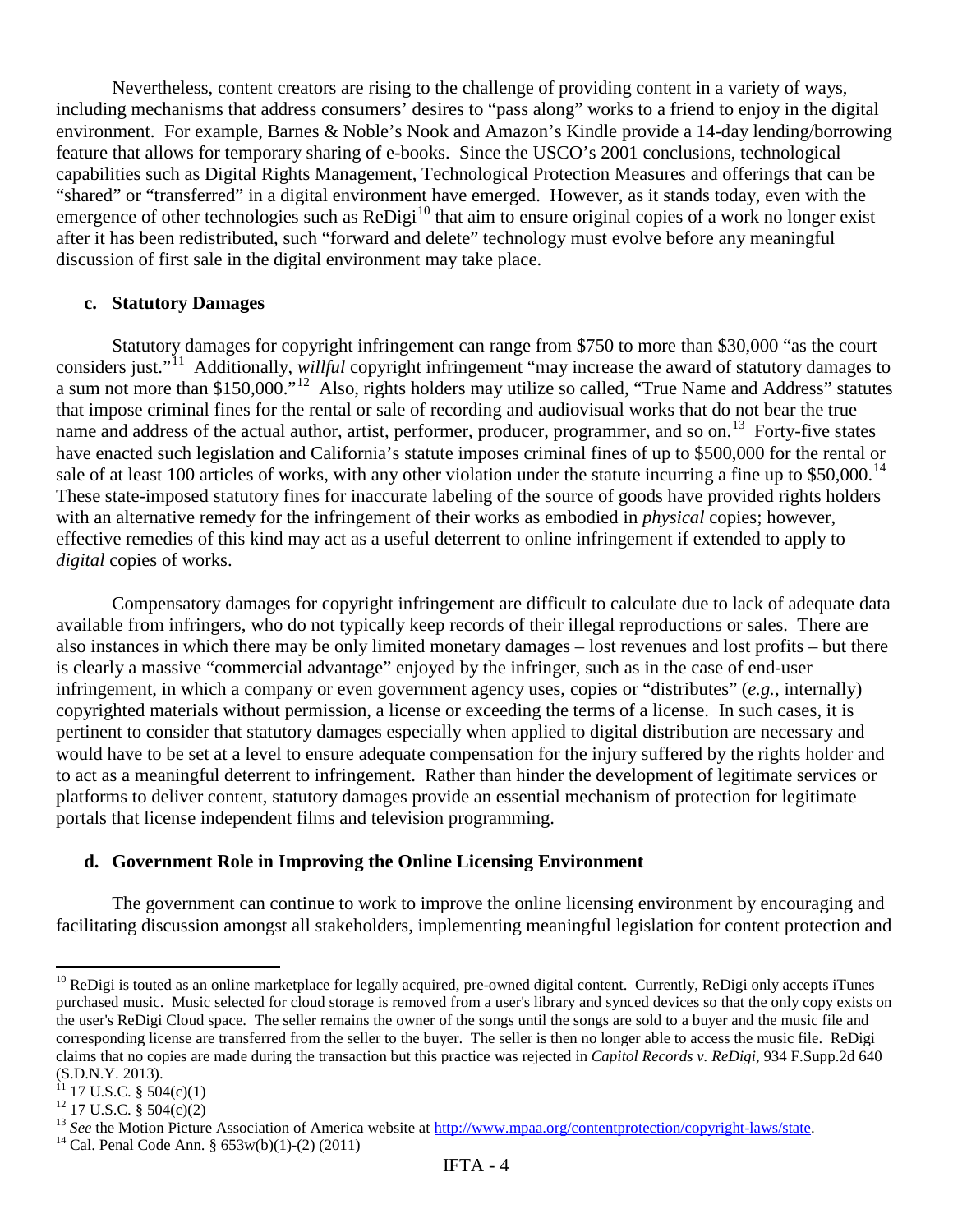Nevertheless, content creators are rising to the challenge of providing content in a variety of ways, including mechanisms that address consumers' desires to "pass along" works to a friend to enjoy in the digital environment. For example, Barnes & Noble's Nook and Amazon's Kindle provide a 14-day lending/borrowing feature that allows for temporary sharing of e-books. Since the USCO's 2001 conclusions, technological capabilities such as Digital Rights Management, Technological Protection Measures and offerings that can be "shared" or "transferred" in a digital environment have emerged. However, as it stands today, even with the emergence of other technologies such as ReDigi[10] that aim to ensure original copies of a work no longer exist after it has been redistributed, such "forward and delete" technology must evolve before any meaningful discussion of first sale in the digital environment may take place.

### c. Statutory Damages

Statutory damages for copyright infringement can range from $750 to more than $30,000 "as the court considers just."[11] Additionally, *willful* copyright infringement "may increase the award of statutory damages to a sum not more than $150,000."[12] Also, rights holders may utilize so called, "True Name and Address" statutes that impose criminal fines for the rental or sale of recording and audiovisual works that do not bear the true name and address of the actual author, artist, performer, producer, programmer, and so on.[13] Forty-five states have enacted such legislation and California's statute imposes criminal fines of up to $500,000 for the rental or sale of at least 100 articles of works, with any other violation under the statute incurring a fine up to $50,000.[14] These state-imposed statutory fines for inaccurate labeling of the source of goods have provided rights holders with an alternative remedy for the infringement of their works as embodied in *physical* copies; however, effective remedies of this kind may act as a useful deterrent to online infringement if extended to apply to *digital* copies of works.

Compensatory damages for copyright infringement are difficult to calculate due to lack of adequate data available from infringers, who do not typically keep records of their illegal reproductions or sales. There are also instances in which there may be only limited monetary damages – lost revenues and lost profits – but there is clearly a massive "commercial advantage" enjoyed by the infringer, such as in the case of end-user infringement, in which a company or even government agency uses, copies or "distributes" (*e.g.*, internally) copyrighted materials without permission, a license or exceeding the terms of a license. In such cases, it is pertinent to consider that statutory damages especially when applied to digital distribution are necessary and would have to be set at a level to ensure adequate compensation for the injury suffered by the rights holder and to act as a meaningful deterrent to infringement. Rather than hinder the development of legitimate services or platforms to deliver content, statutory damages provide an essential mechanism of protection for legitimate portals that license independent films and television programming.

### d. Government Role in Improving the Online Licensing Environment

The government can continue to work to improve the online licensing environment by encouraging and facilitating discussion amongst all stakeholders, implementing meaningful legislation for content protection and

---

[10] ReDigi is touted as an online marketplace for legally acquired, pre-owned digital content. Currently, ReDigi only accepts iTunes purchased music. Music selected for cloud storage is removed from a user's library and synced devices so that the only copy exists on the user's ReDigi Cloud space. The seller remains the owner of the songs until the songs are sold to a buyer and the music file and corresponding license are transferred from the seller to the buyer. The seller is then no longer able to access the music file. ReDigi claims that no copies are made during the transaction but this practice was rejected in *Capitol Records v. ReDigi*, 934 F.Supp.2d 640 (S.D.N.Y. 2013).

[11] 17 U.S.C. § 504(c)(1)

[12] 17 U.S.C. § 504(c)(2)

[13] *See* the Motion Picture Association of America website at http://www.mpaa.org/contentprotection/copyright-laws/state.

[14] Cal. Penal Code Ann. § 653w(b)(1)-(2) (2011)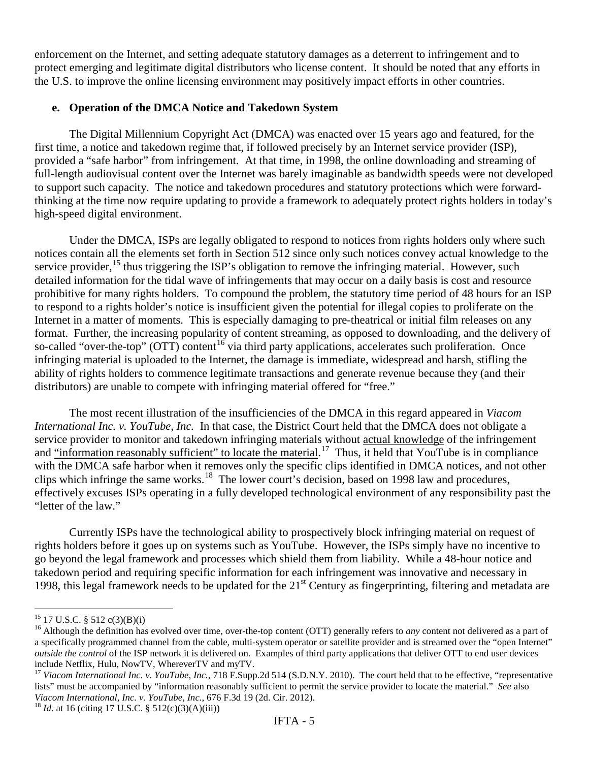enforcement on the Internet, and setting adequate statutory damages as a deterrent to infringement and to protect emerging and legitimate digital distributors who license content. It should be noted that any efforts in the U.S. to improve the online licensing environment may positively impact efforts in other countries.

**e. Operation of the DMCA Notice and Takedown System**

The Digital Millennium Copyright Act (DMCA) was enacted over 15 years ago and featured, for the first time, a notice and takedown regime that, if followed precisely by an Internet service provider (ISP), provided a "safe harbor" from infringement. At that time, in 1998, the online downloading and streaming of full-length audiovisual content over the Internet was barely imaginable as bandwidth speeds were not developed to support such capacity. The notice and takedown procedures and statutory protections which were forward-thinking at the time now require updating to provide a framework to adequately protect rights holders in today's high-speed digital environment.

Under the DMCA, ISPs are legally obligated to respond to notices from rights holders only where such notices contain all the elements set forth in Section 512 since only such notices convey actual knowledge to the service provider,[15] thus triggering the ISP's obligation to remove the infringing material. However, such detailed information for the tidal wave of infringements that may occur on a daily basis is cost and resource prohibitive for many rights holders. To compound the problem, the statutory time period of 48 hours for an ISP to respond to a rights holder's notice is insufficient given the potential for illegal copies to proliferate on the Internet in a matter of moments. This is especially damaging to pre-theatrical or initial film releases on any format. Further, the increasing popularity of content streaming, as opposed to downloading, and the delivery of so-called "over-the-top" (OTT) content[16] via third party applications, accelerates such proliferation. Once infringing material is uploaded to the Internet, the damage is immediate, widespread and harsh, stifling the ability of rights holders to commence legitimate transactions and generate revenue because they (and their distributors) are unable to compete with infringing material offered for "free."

The most recent illustration of the insufficiencies of the DMCA in this regard appeared in *Viacom International Inc. v. YouTube, Inc.* In that case, the District Court held that the DMCA does not obligate a service provider to monitor and takedown infringing materials without <u>actual knowledge</u> of the infringement and <u>"information reasonably sufficient" to locate the material</u>.[17] Thus, it held that YouTube is in compliance with the DMCA safe harbor when it removes only the specific clips identified in DMCA notices, and not other clips which infringe the same works.[18] The lower court's decision, based on 1998 law and procedures, effectively excuses ISPs operating in a fully developed technological environment of any responsibility past the "letter of the law."

Currently ISPs have the technological ability to prospectively block infringing material on request of rights holders before it goes up on systems such as YouTube. However, the ISPs simply have no incentive to go beyond the legal framework and processes which shield them from liability. While a 48-hour notice and takedown period and requiring specific information for each infringement was innovative and necessary in 1998, this legal framework needs to be updated for the 21st Century as fingerprinting, filtering and metadata are

---

[15] 17 U.S.C. § 512 c(3)(B)(i)

[16] Although the definition has evolved over time, over-the-top content (OTT) generally refers to *any* content not delivered as a part of a specifically programmed channel from the cable, multi-system operator or satellite provider and is streamed over the "open Internet" *outside the control* of the ISP network it is delivered on. Examples of third party applications that deliver OTT to end user devices include Netflix, Hulu, NowTV, WhereverTV and myTV.

[17] *Viacom International Inc. v. YouTube, Inc.*, 718 F.Supp.2d 514 (S.D.N.Y. 2010). The court held that to be effective, "representative lists" must be accompanied by "information reasonably sufficient to permit the service provider to locate the material." *See* also *Viacom International, Inc. v. YouTube, Inc.*, 676 F.3d 19 (2d. Cir. 2012).

[18] *Id*. at 16 (citing 17 U.S.C. § 512(c)(3)(A)(iii))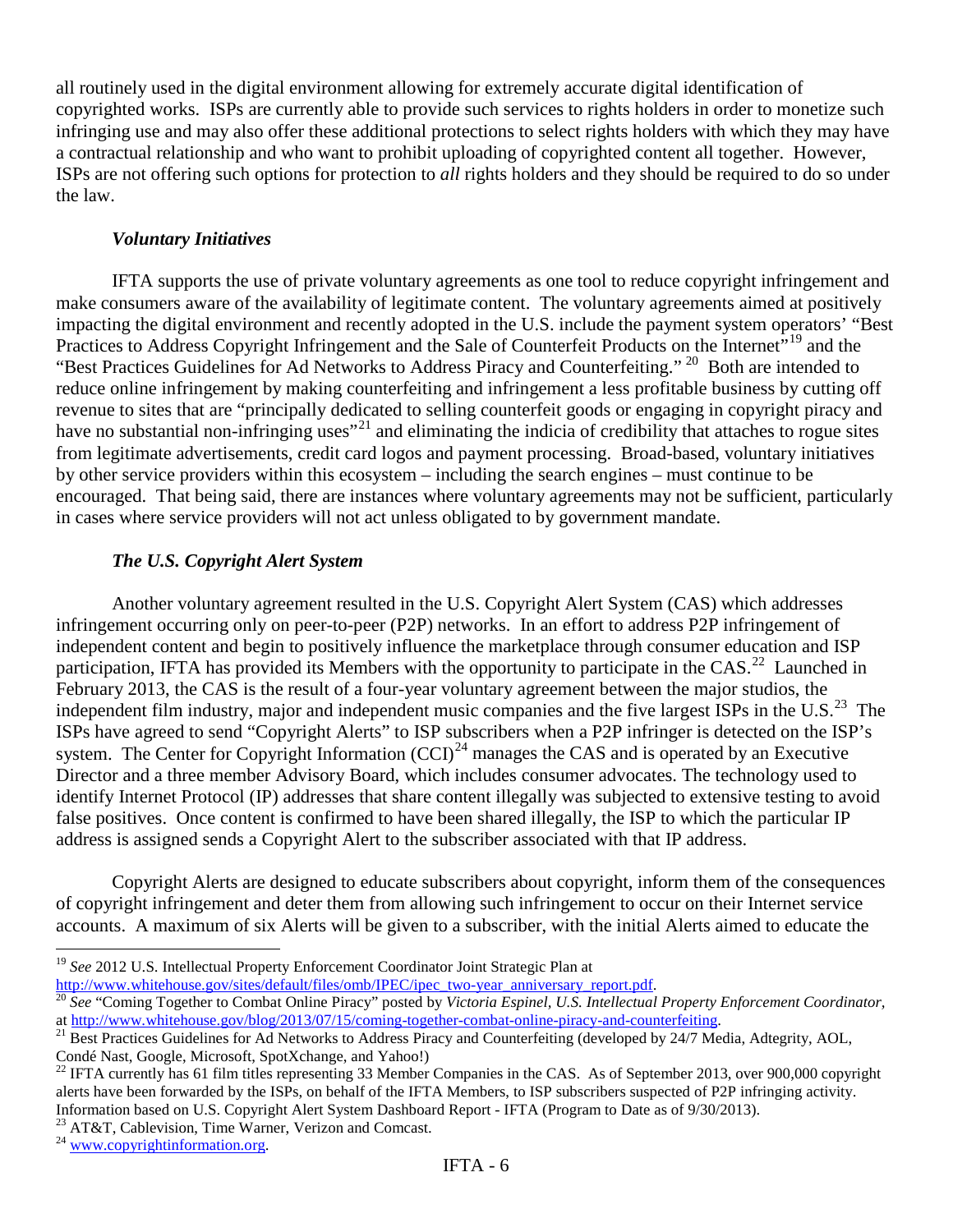all routinely used in the digital environment allowing for extremely accurate digital identification of copyrighted works. ISPs are currently able to provide such services to rights holders in order to monetize such infringing use and may also offer these additional protections to select rights holders with which they may have a contractual relationship and who want to prohibit uploading of copyrighted content all together. However, ISPs are not offering such options for protection to *all* rights holders and they should be required to do so under the law.

### *Voluntary Initiatives*

IFTA supports the use of private voluntary agreements as one tool to reduce copyright infringement and make consumers aware of the availability of legitimate content. The voluntary agreements aimed at positively impacting the digital environment and recently adopted in the U.S. include the payment system operators' "Best Practices to Address Copyright Infringement and the Sale of Counterfeit Products on the Internet"[19] and the "Best Practices Guidelines for Ad Networks to Address Piracy and Counterfeiting." [20] Both are intended to reduce online infringement by making counterfeiting and infringement a less profitable business by cutting off revenue to sites that are "principally dedicated to selling counterfeit goods or engaging in copyright piracy and have no substantial non-infringing uses"[21] and eliminating the indicia of credibility that attaches to rogue sites from legitimate advertisements, credit card logos and payment processing. Broad-based, voluntary initiatives by other service providers within this ecosystem – including the search engines – must continue to be encouraged. That being said, there are instances where voluntary agreements may not be sufficient, particularly in cases where service providers will not act unless obligated to by government mandate.

### *The U.S. Copyright Alert System*

Another voluntary agreement resulted in the U.S. Copyright Alert System (CAS) which addresses infringement occurring only on peer-to-peer (P2P) networks. In an effort to address P2P infringement of independent content and begin to positively influence the marketplace through consumer education and ISP participation, IFTA has provided its Members with the opportunity to participate in the CAS.[22] Launched in February 2013, the CAS is the result of a four-year voluntary agreement between the major studios, the independent film industry, major and independent music companies and the five largest ISPs in the U.S.[23] The ISPs have agreed to send "Copyright Alerts" to ISP subscribers when a P2P infringer is detected on the ISP's system. The Center for Copyright Information (CCI)[24] manages the CAS and is operated by an Executive Director and a three member Advisory Board, which includes consumer advocates. The technology used to identify Internet Protocol (IP) addresses that share content illegally was subjected to extensive testing to avoid false positives. Once content is confirmed to have been shared illegally, the ISP to which the particular IP address is assigned sends a Copyright Alert to the subscriber associated with that IP address.

Copyright Alerts are designed to educate subscribers about copyright, inform them of the consequences of copyright infringement and deter them from allowing such infringement to occur on their Internet service accounts. A maximum of six Alerts will be given to a subscriber, with the initial Alerts aimed to educate the

---

[19] *See* 2012 U.S. Intellectual Property Enforcement Coordinator Joint Strategic Plan at http://www.whitehouse.gov/sites/default/files/omb/IPEC/ipec_two-year_anniversary_report.pdf.

[20] *See* "Coming Together to Combat Online Piracy" posted by *Victoria Espinel, U.S. Intellectual Property Enforcement Coordinator,* at http://www.whitehouse.gov/blog/2013/07/15/coming-together-combat-online-piracy-and-counterfeiting.

[21] Best Practices Guidelines for Ad Networks to Address Piracy and Counterfeiting (developed by 24/7 Media, Adtegrity, AOL, Condé Nast, Google, Microsoft, SpotXchange, and Yahoo!)

[22] IFTA currently has 61 film titles representing 33 Member Companies in the CAS. As of September 2013, over 900,000 copyright alerts have been forwarded by the ISPs, on behalf of the IFTA Members, to ISP subscribers suspected of P2P infringing activity. Information based on U.S. Copyright Alert System Dashboard Report - IFTA (Program to Date as of 9/30/2013).

[23] AT&T, Cablevision, Time Warner, Verizon and Comcast.

[24] www.copyrightinformation.org.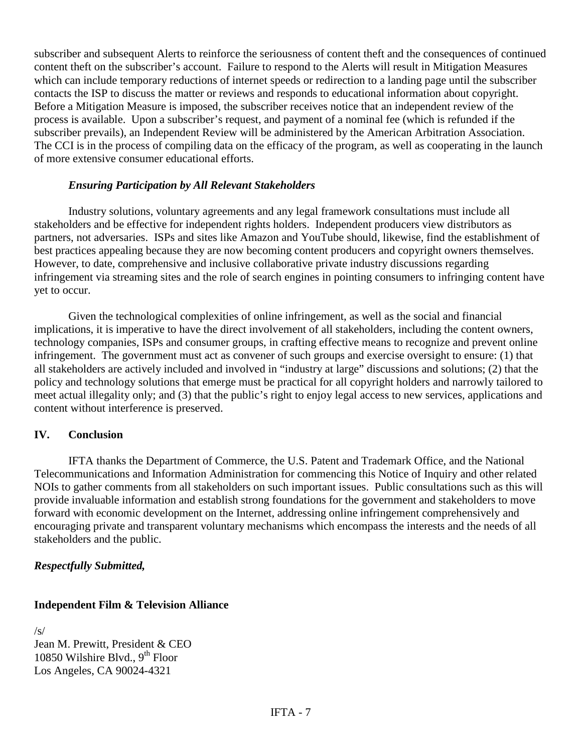subscriber and subsequent Alerts to reinforce the seriousness of content theft and the consequences of continued content theft on the subscriber's account. Failure to respond to the Alerts will result in Mitigation Measures which can include temporary reductions of internet speeds or redirection to a landing page until the subscriber contacts the ISP to discuss the matter or reviews and responds to educational information about copyright. Before a Mitigation Measure is imposed, the subscriber receives notice that an independent review of the process is available. Upon a subscriber's request, and payment of a nominal fee (which is refunded if the subscriber prevails), an Independent Review will be administered by the American Arbitration Association. The CCI is in the process of compiling data on the efficacy of the program, as well as cooperating in the launch of more extensive consumer educational efforts.

### *Ensuring Participation by All Relevant Stakeholders*

Industry solutions, voluntary agreements and any legal framework consultations must include all stakeholders and be effective for independent rights holders. Independent producers view distributors as partners, not adversaries. ISPs and sites like Amazon and YouTube should, likewise, find the establishment of best practices appealing because they are now becoming content producers and copyright owners themselves. However, to date, comprehensive and inclusive collaborative private industry discussions regarding infringement via streaming sites and the role of search engines in pointing consumers to infringing content have yet to occur.

Given the technological complexities of online infringement, as well as the social and financial implications, it is imperative to have the direct involvement of all stakeholders, including the content owners, technology companies, ISPs and consumer groups, in crafting effective means to recognize and prevent online infringement. The government must act as convener of such groups and exercise oversight to ensure: (1) that all stakeholders are actively included and involved in "industry at large" discussions and solutions; (2) that the policy and technology solutions that emerge must be practical for all copyright holders and narrowly tailored to meet actual illegality only; and (3) that the public's right to enjoy legal access to new services, applications and content without interference is preserved.

## IV. Conclusion

IFTA thanks the Department of Commerce, the U.S. Patent and Trademark Office, and the National Telecommunications and Information Administration for commencing this Notice of Inquiry and other related NOIs to gather comments from all stakeholders on such important issues. Public consultations such as this will provide invaluable information and establish strong foundations for the government and stakeholders to move forward with economic development on the Internet, addressing online infringement comprehensively and encouraging private and transparent voluntary mechanisms which encompass the interests and the needs of all stakeholders and the public.

***Respectfully Submitted,***

**Independent Film & Television Alliance**

/s/
Jean M. Prewitt, President & CEO
10850 Wilshire Blvd., 9th Floor
Los Angeles, CA 90024-4321